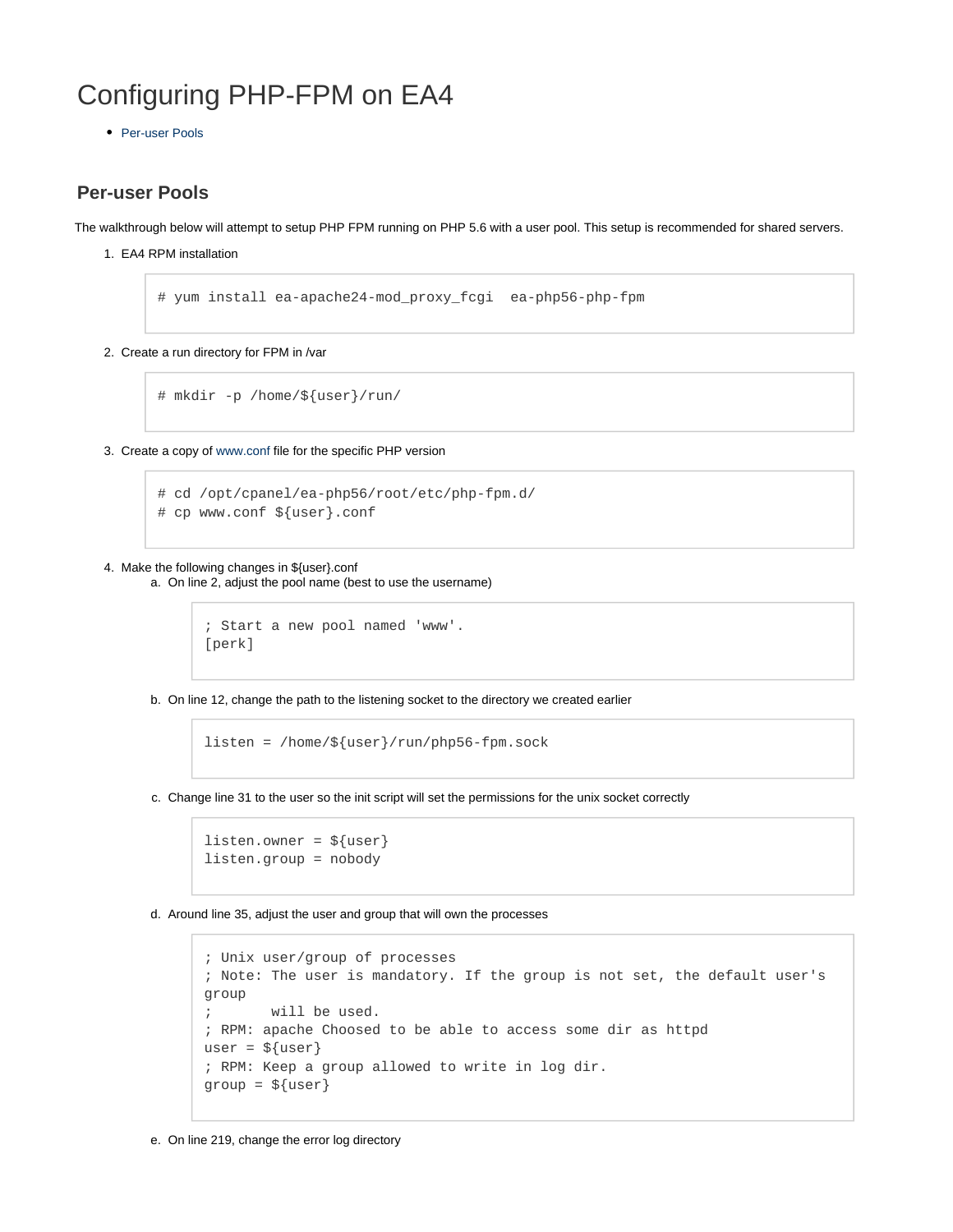# Configuring PHP-FPM on EA4

- Per-user Pools

## Per-user Pools

The walkthrough below will attempt to setup PHP FPM running on PHP 5.6 with a user pool. This setup is recommended for shared servers.

1. EA4 RPM installation

   ```
   # yum install ea-apache24-mod_proxy_fcgi  ea-php56-php-fpm
   ```

2. Create a run directory for FPM in /var

   ```
   # mkdir -p /home/${user}/run/
   ```

3. Create a copy of www.conf file for the specific PHP version

   ```
   # cd /opt/cpanel/ea-php56/root/etc/php-fpm.d/
   # cp www.conf ${user}.conf
   ```

4. Make the following changes in ${user}.conf
   a. On line 2, adjust the pool name (best to use the username)

      ```
      ; Start a new pool named 'www'.
      [perk]
      ```

   b. On line 12, change the path to the listening socket to the directory we created earlier

      ```
      listen = /home/${user}/run/php56-fpm.sock
      ```

   c. Change line 31 to the user so the init script will set the permissions for the unix socket correctly

      ```
      listen.owner = ${user}
      listen.group = nobody
      ```

   d. Around line 35, adjust the user and group that will own the processes

      ```
      ; Unix user/group of processes
      ; Note: The user is mandatory. If the group is not set, the default user's
      group
      ;       will be used.
      ; RPM: apache Choosed to be able to access some dir as httpd
      user = ${user}
      ; RPM: Keep a group allowed to write in log dir.
      group = ${user}
      ```

   e. On line 219, change the error log directory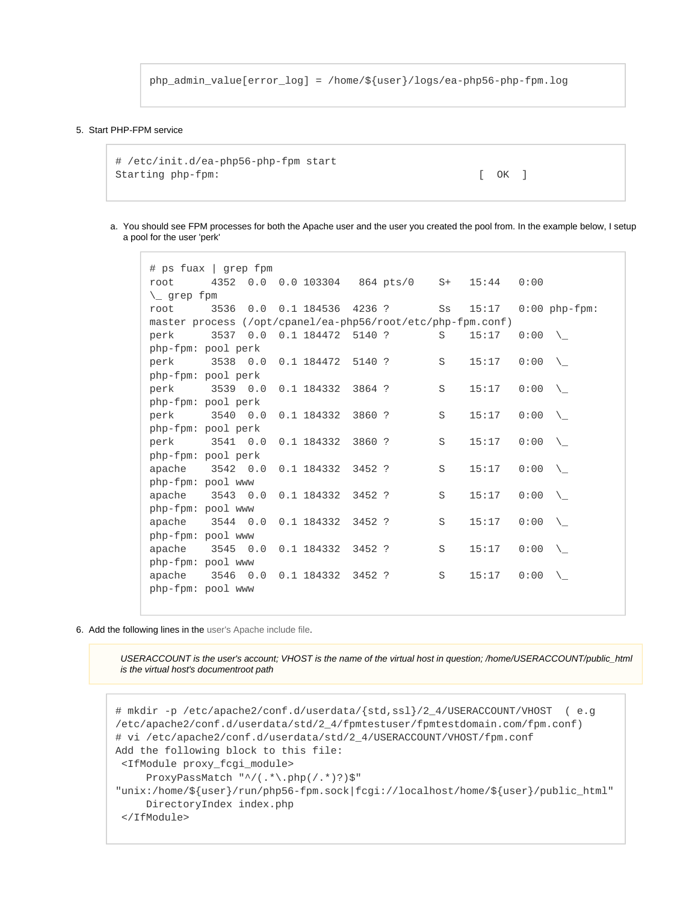```
php_admin_value[error_log] = /home/${user}/logs/ea-php56-php-fpm.log
```

5. Start PHP-FPM service

```
# /etc/init.d/ea-php56-php-fpm start
Starting php-fpm:                                                  [  OK  ]
```

   a. You should see FPM processes for both the Apache user and the user you created the pool from. In the example below, I setup a pool for the user 'perk'

```
# ps fuax | grep fpm
root      4352  0.0  0.0 103304   864 pts/0    S+   15:44   0:00
\_ grep fpm
root      3536  0.0  0.1 184536  4236 ?        Ss   15:17   0:00 php-fpm:
master process (/opt/cpanel/ea-php56/root/etc/php-fpm.conf)
perk      3537  0.0  0.1 184472  5140 ?        S    15:17   0:00  \_
php-fpm: pool perk
perk      3538  0.0  0.1 184472  5140 ?        S    15:17   0:00  \_
php-fpm: pool perk
perk      3539  0.0  0.1 184332  3864 ?        S    15:17   0:00  \_
php-fpm: pool perk
perk      3540  0.0  0.1 184332  3860 ?        S    15:17   0:00  \_
php-fpm: pool perk
perk      3541  0.0  0.1 184332  3860 ?        S    15:17   0:00  \_
php-fpm: pool perk
apache    3542  0.0  0.1 184332  3452 ?        S    15:17   0:00  \_
php-fpm: pool www
apache    3543  0.0  0.1 184332  3452 ?        S    15:17   0:00  \_
php-fpm: pool www
apache    3544  0.0  0.1 184332  3452 ?        S    15:17   0:00  \_
php-fpm: pool www
apache    3545  0.0  0.1 184332  3452 ?        S    15:17   0:00  \_
php-fpm: pool www
apache    3546  0.0  0.1 184332  3452 ?        S    15:17   0:00  \_
php-fpm: pool www
```

6. Add the following lines in the user's Apache include file.

> *USERACCOUNT is the user's account; VHOST is the name of the virtual host in question; /home/USERACCOUNT/public_html is the virtual host's documentroot path*

```
# mkdir -p /etc/apache2/conf.d/userdata/{std,ssl}/2_4/USERACCOUNT/VHOST   ( e.g
/etc/apache2/conf.d/userdata/std/2_4/fpmtestuser/fpmtestdomain.com/fpm.conf)
# vi /etc/apache2/conf.d/userdata/std/2_4/USERACCOUNT/VHOST/fpm.conf
Add the following block to this file:
 <IfModule proxy_fcgi_module>
     ProxyPassMatch "^/(.*\.php(/.*)?)$"
"unix:/home/${user}/run/php56-fpm.sock|fcgi://localhost/home/${user}/public_html"
     DirectoryIndex index.php
 </IfModule>
```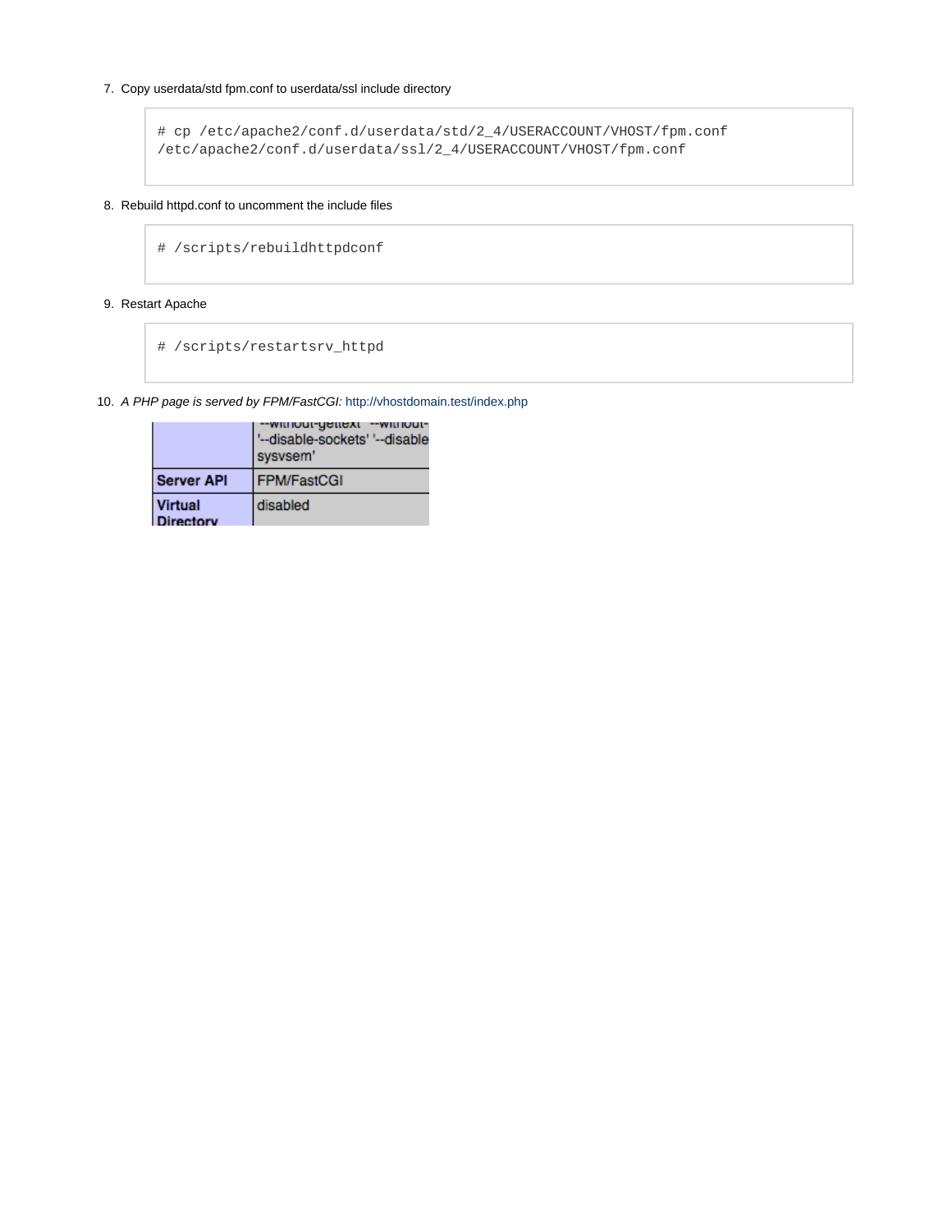7. Copy userdata/std fpm.conf to userdata/ssl include directory

```
# cp /etc/apache2/conf.d/userdata/std/2_4/USERACCOUNT/VHOST/fpm.conf
/etc/apache2/conf.d/userdata/ssl/2_4/USERACCOUNT/VHOST/fpm.conf
```

8. Rebuild httpd.conf to uncomment the include files

```
# /scripts/rebuildhttpdconf
```

9. Restart Apache

```
# /scripts/restartsrv_httpd
```

10. *A PHP page is served by FPM/FastCGI:* http://vhostdomain.test/index.php

| | |
|---|---|
| | '--without-gettext' '--without-' '--disable-sockets' '--disable sysvsem' |
| **Server API** | FPM/FastCGI |
| **Virtual Directory** | disabled |